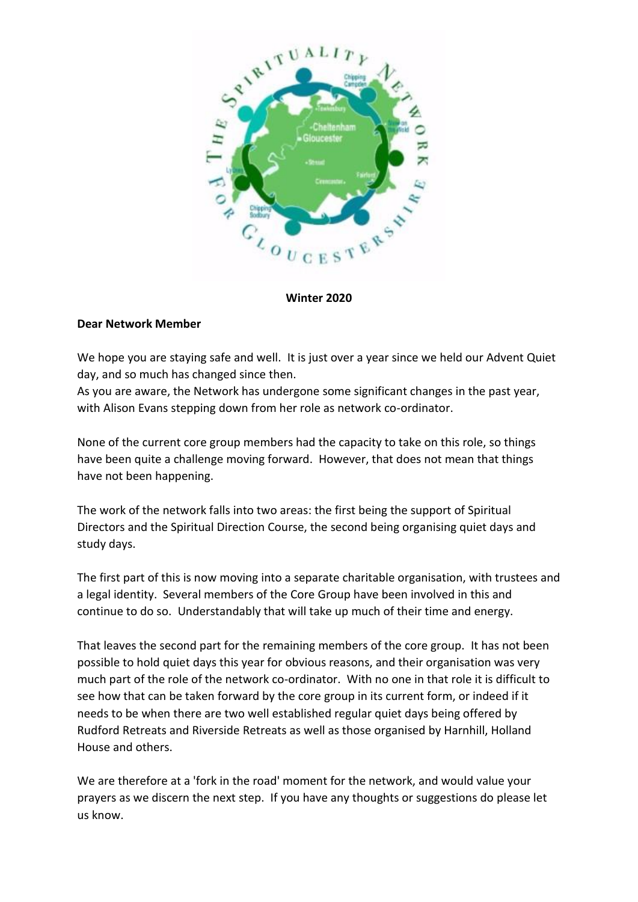**Winter 2020**

**Dear Network Member**

We hope you are staying safe and well. It is just over a year since we held our Advent Quiet day, and so much has changed since then.
As you are aware, the Network has undergone some significant changes in the past year, with Alison Evans stepping down from her role as network co-ordinator.

None of the current core group members had the capacity to take on this role, so things have been quite a challenge moving forward. However, that does not mean that things have not been happening.

The work of the network falls into two areas: the first being the support of Spiritual Directors and the Spiritual Direction Course, the second being organising quiet days and study days.

The first part of this is now moving into a separate charitable organisation, with trustees and a legal identity. Several members of the Core Group have been involved in this and continue to do so. Understandably that will take up much of their time and energy.

That leaves the second part for the remaining members of the core group. It has not been possible to hold quiet days this year for obvious reasons, and their organisation was very much part of the role of the network co-ordinator. With no one in that role it is difficult to see how that can be taken forward by the core group in its current form, or indeed if it needs to be when there are two well established regular quiet days being offered by Rudford Retreats and Riverside Retreats as well as those organised by Harnhill, Holland House and others.

We are therefore at a 'fork in the road' moment for the network, and would value your prayers as we discern the next step. If you have any thoughts or suggestions do please let us know.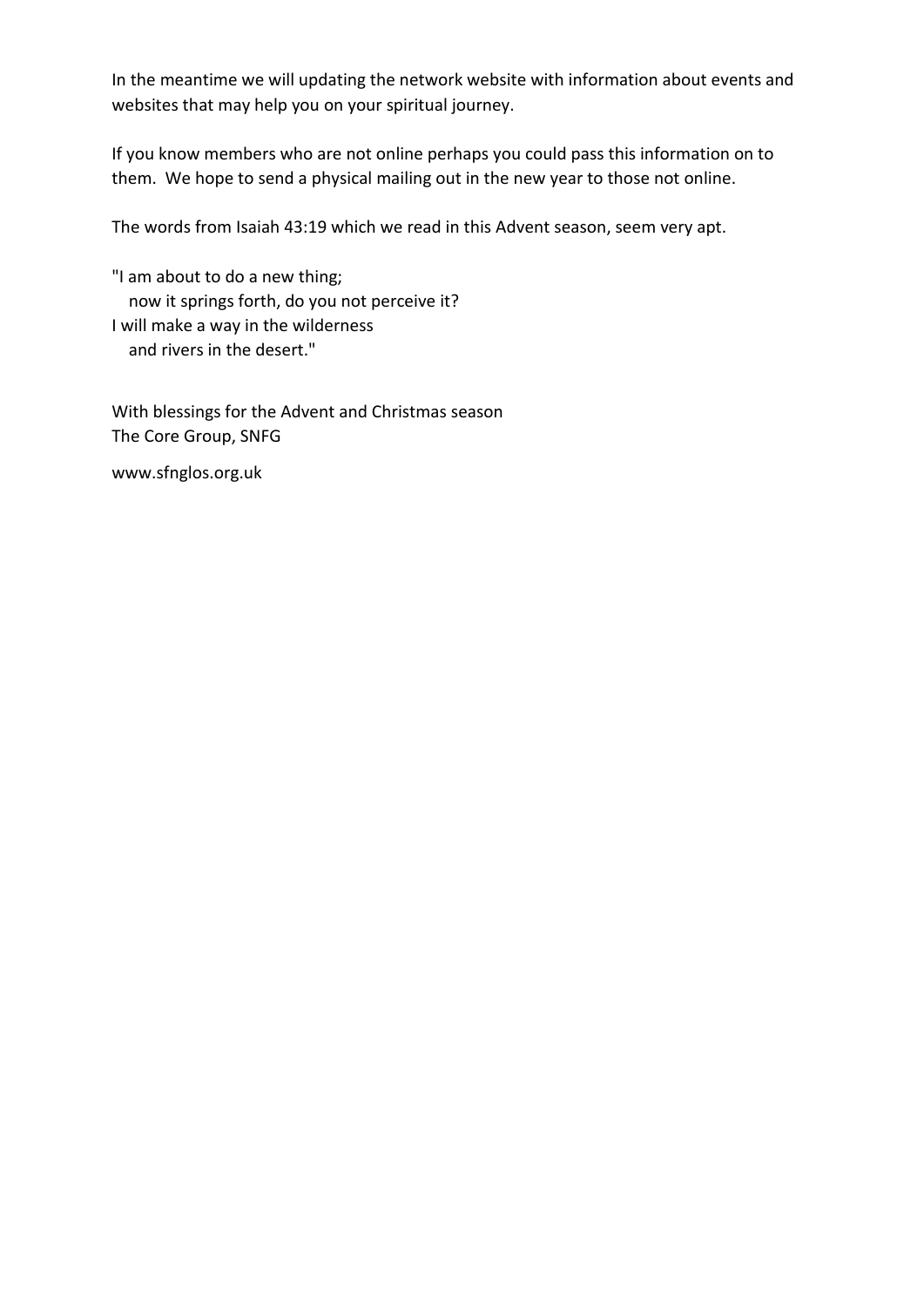In the meantime we will updating the network website with information about events and websites that may help you on your spiritual journey.

If you know members who are not online perhaps you could pass this information on to them. We hope to send a physical mailing out in the new year to those not online.

The words from Isaiah 43:19 which we read in this Advent season, seem very apt.

"I am about to do a new thing;  
now it springs forth, do you not perceive it?  
I will make a way in the wilderness  
and rivers in the desert."

With blessings for the Advent and Christmas season  
The Core Group, SNFG

www.sfnglos.org.uk